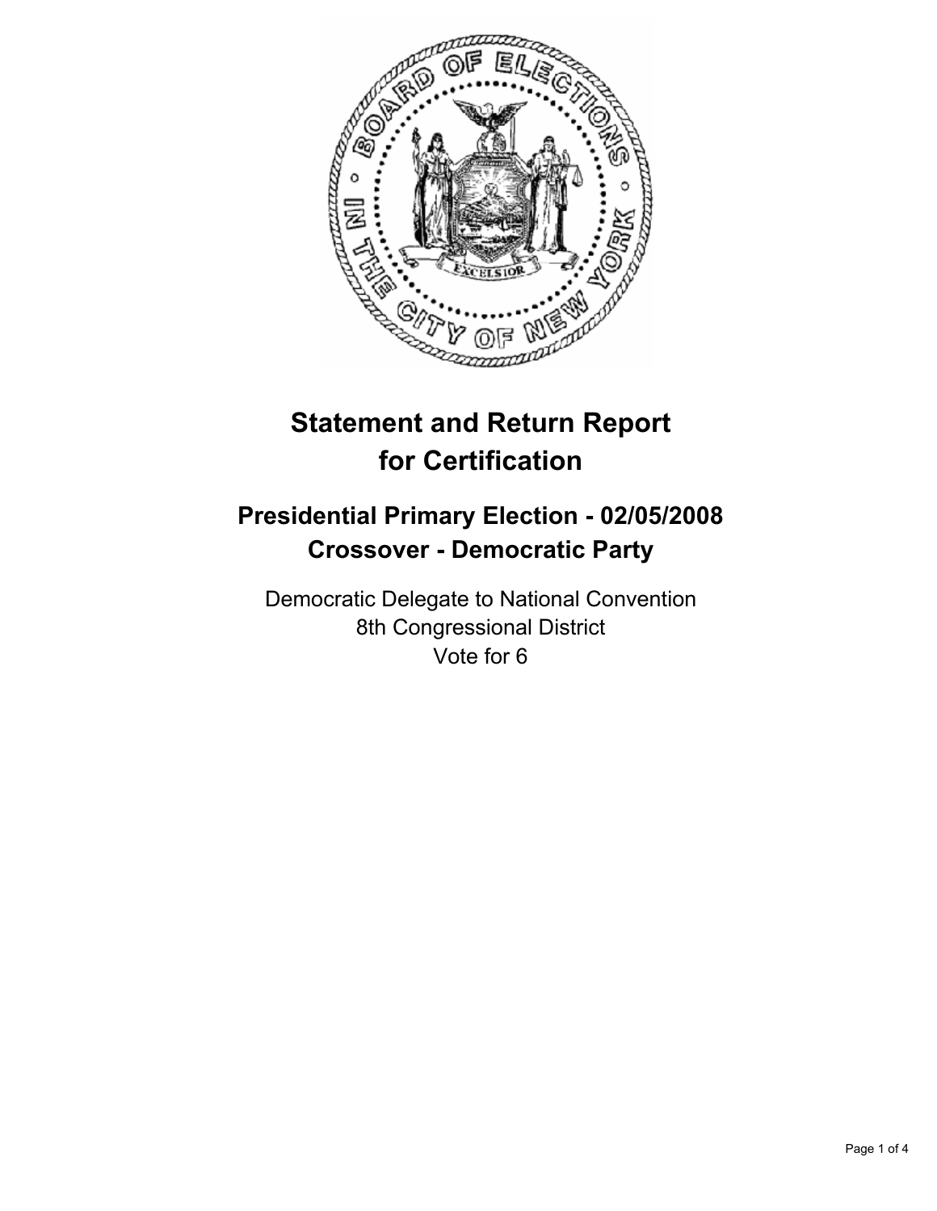# Statement and Return Report for Certification

## Presidential Primary Election - 02/05/2008
## Crossover - Democratic Party

Democratic Delegate to National Convention
8th Congressional District
Vote for 6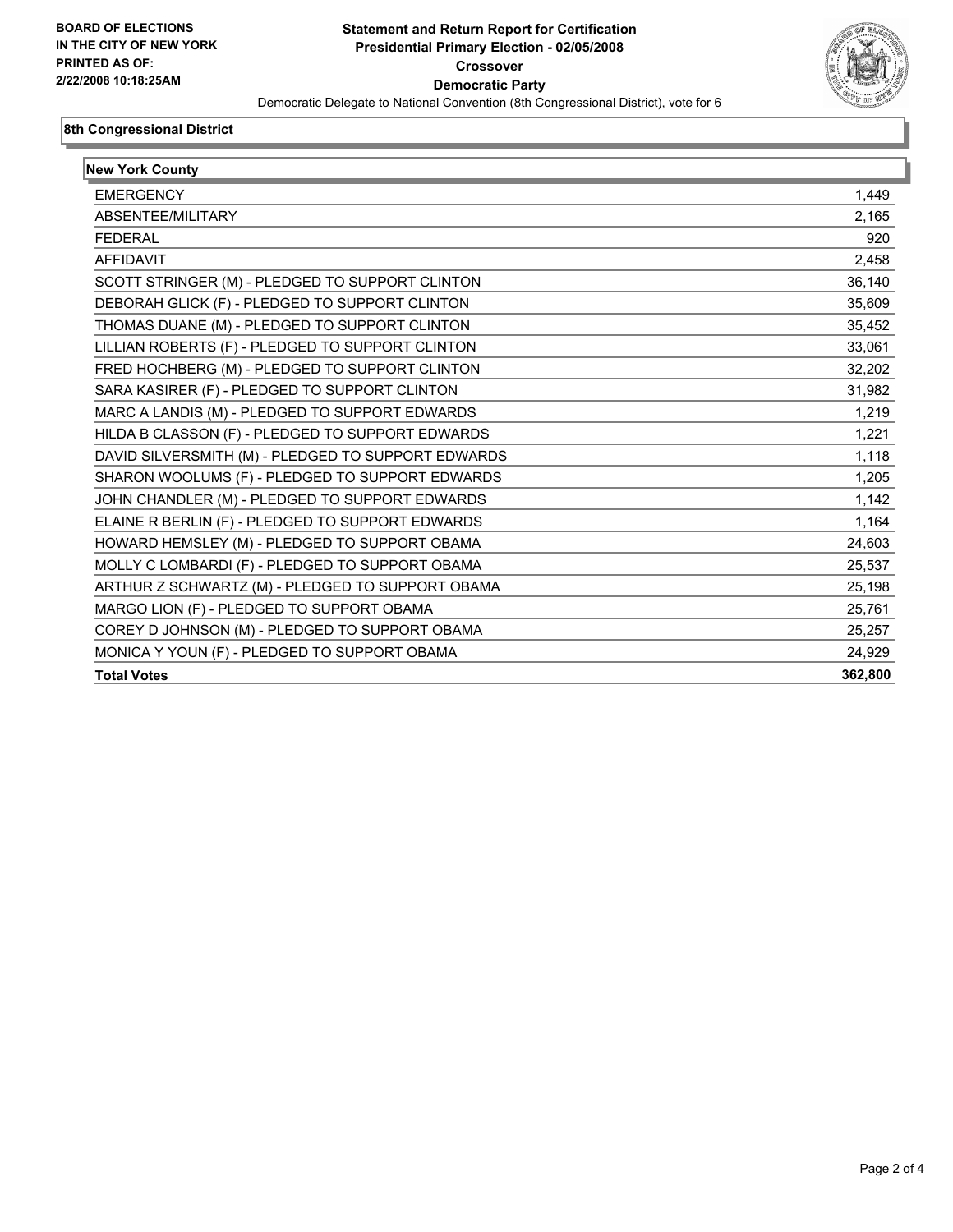**BOARD OF ELECTIONS IN THE CITY OF NEW YORK PRINTED AS OF: 2/22/2008 10:18:25AM**

**Statement and Return Report for Certification**
**Presidential Primary Election - 02/05/2008**
**Crossover**
**Democratic Party**
Democratic Delegate to National Convention (8th Congressional District), vote for 6

## 8th Congressional District

### New York County

| | |
|---|---|
| EMERGENCY | 1,449 |
| ABSENTEE/MILITARY | 2,165 |
| FEDERAL | 920 |
| AFFIDAVIT | 2,458 |
| SCOTT STRINGER (M) - PLEDGED TO SUPPORT CLINTON | 36,140 |
| DEBORAH GLICK (F) - PLEDGED TO SUPPORT CLINTON | 35,609 |
| THOMAS DUANE (M) - PLEDGED TO SUPPORT CLINTON | 35,452 |
| LILLIAN ROBERTS (F) - PLEDGED TO SUPPORT CLINTON | 33,061 |
| FRED HOCHBERG (M) - PLEDGED TO SUPPORT CLINTON | 32,202 |
| SARA KASIRER (F) - PLEDGED TO SUPPORT CLINTON | 31,982 |
| MARC A LANDIS (M) - PLEDGED TO SUPPORT EDWARDS | 1,219 |
| HILDA B CLASSON (F) - PLEDGED TO SUPPORT EDWARDS | 1,221 |
| DAVID SILVERSMITH (M) - PLEDGED TO SUPPORT EDWARDS | 1,118 |
| SHARON WOOLUMS (F) - PLEDGED TO SUPPORT EDWARDS | 1,205 |
| JOHN CHANDLER (M) - PLEDGED TO SUPPORT EDWARDS | 1,142 |
| ELAINE R BERLIN (F) - PLEDGED TO SUPPORT EDWARDS | 1,164 |
| HOWARD HEMSLEY (M) - PLEDGED TO SUPPORT OBAMA | 24,603 |
| MOLLY C LOMBARDI (F) - PLEDGED TO SUPPORT OBAMA | 25,537 |
| ARTHUR Z SCHWARTZ (M) - PLEDGED TO SUPPORT OBAMA | 25,198 |
| MARGO LION (F) - PLEDGED TO SUPPORT OBAMA | 25,761 |
| COREY D JOHNSON (M) - PLEDGED TO SUPPORT OBAMA | 25,257 |
| MONICA Y YOUN (F) - PLEDGED TO SUPPORT OBAMA | 24,929 |
| **Total Votes** | **362,800** |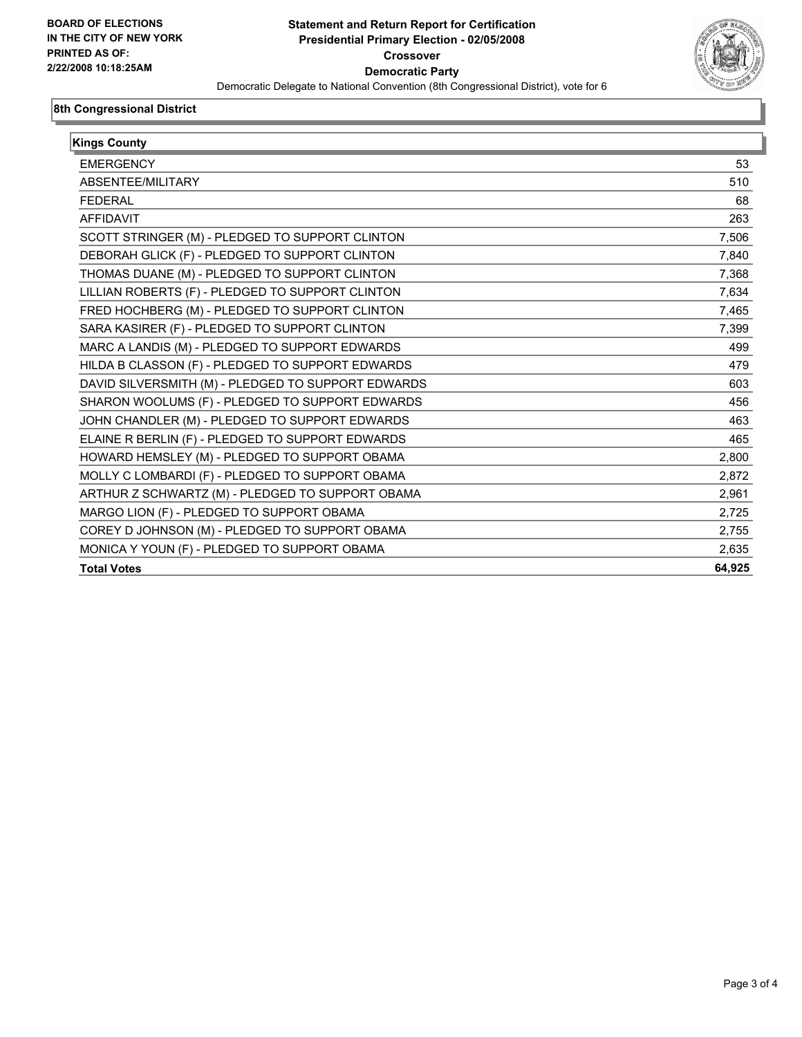BOARD OF ELECTIONS
IN THE CITY OF NEW YORK
PRINTED AS OF:
2/22/2008 10:18:25AM

# Statement and Return Report for Certification
## Presidential Primary Election - 02/05/2008
## Crossover
## Democratic Party

Democratic Delegate to National Convention (8th Congressional District), vote for 6

### 8th Congressional District

| Kings County | |
|---|---|
| EMERGENCY | 53 |
| ABSENTEE/MILITARY | 510 |
| FEDERAL | 68 |
| AFFIDAVIT | 263 |
| SCOTT STRINGER (M) - PLEDGED TO SUPPORT CLINTON | 7,506 |
| DEBORAH GLICK (F) - PLEDGED TO SUPPORT CLINTON | 7,840 |
| THOMAS DUANE (M) - PLEDGED TO SUPPORT CLINTON | 7,368 |
| LILLIAN ROBERTS (F) - PLEDGED TO SUPPORT CLINTON | 7,634 |
| FRED HOCHBERG (M) - PLEDGED TO SUPPORT CLINTON | 7,465 |
| SARA KASIRER (F) - PLEDGED TO SUPPORT CLINTON | 7,399 |
| MARC A LANDIS (M) - PLEDGED TO SUPPORT EDWARDS | 499 |
| HILDA B CLASSON (F) - PLEDGED TO SUPPORT EDWARDS | 479 |
| DAVID SILVERSMITH (M) - PLEDGED TO SUPPORT EDWARDS | 603 |
| SHARON WOOLUMS (F) - PLEDGED TO SUPPORT EDWARDS | 456 |
| JOHN CHANDLER (M) - PLEDGED TO SUPPORT EDWARDS | 463 |
| ELAINE R BERLIN (F) - PLEDGED TO SUPPORT EDWARDS | 465 |
| HOWARD HEMSLEY (M) - PLEDGED TO SUPPORT OBAMA | 2,800 |
| MOLLY C LOMBARDI (F) - PLEDGED TO SUPPORT OBAMA | 2,872 |
| ARTHUR Z SCHWARTZ (M) - PLEDGED TO SUPPORT OBAMA | 2,961 |
| MARGO LION (F) - PLEDGED TO SUPPORT OBAMA | 2,725 |
| COREY D JOHNSON (M) - PLEDGED TO SUPPORT OBAMA | 2,755 |
| MONICA Y YOUN (F) - PLEDGED TO SUPPORT OBAMA | 2,635 |
| **Total Votes** | **64,925** |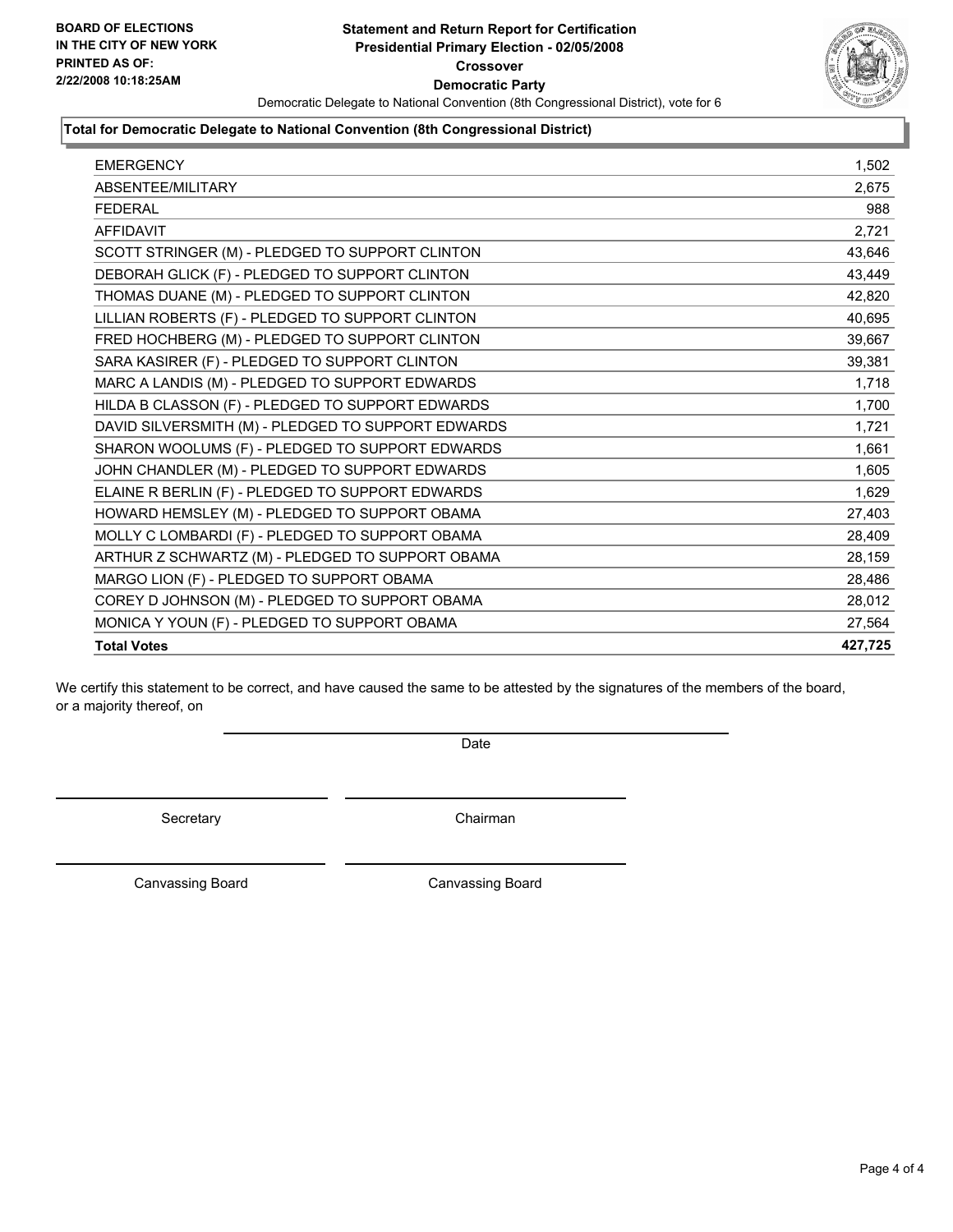**BOARD OF ELECTIONS IN THE CITY OF NEW YORK PRINTED AS OF: 2/22/2008 10:18:25AM**

# Statement and Return Report for Certification
## Presidential Primary Election - 02/05/2008
## Crossover
## Democratic Party

Democratic Delegate to National Convention (8th Congressional District), vote for 6

### Total for Democratic Delegate to National Convention (8th Congressional District)

| | |
|---|---|
| EMERGENCY | 1,502 |
| ABSENTEE/MILITARY | 2,675 |
| FEDERAL | 988 |
| AFFIDAVIT | 2,721 |
| SCOTT STRINGER (M) - PLEDGED TO SUPPORT CLINTON | 43,646 |
| DEBORAH GLICK (F) - PLEDGED TO SUPPORT CLINTON | 43,449 |
| THOMAS DUANE (M) - PLEDGED TO SUPPORT CLINTON | 42,820 |
| LILLIAN ROBERTS (F) - PLEDGED TO SUPPORT CLINTON | 40,695 |
| FRED HOCHBERG (M) - PLEDGED TO SUPPORT CLINTON | 39,667 |
| SARA KASIRER (F) - PLEDGED TO SUPPORT CLINTON | 39,381 |
| MARC A LANDIS (M) - PLEDGED TO SUPPORT EDWARDS | 1,718 |
| HILDA B CLASSON (F) - PLEDGED TO SUPPORT EDWARDS | 1,700 |
| DAVID SILVERSMITH (M) - PLEDGED TO SUPPORT EDWARDS | 1,721 |
| SHARON WOOLUMS (F) - PLEDGED TO SUPPORT EDWARDS | 1,661 |
| JOHN CHANDLER (M) - PLEDGED TO SUPPORT EDWARDS | 1,605 |
| ELAINE R BERLIN (F) - PLEDGED TO SUPPORT EDWARDS | 1,629 |
| HOWARD HEMSLEY (M) - PLEDGED TO SUPPORT OBAMA | 27,403 |
| MOLLY C LOMBARDI (F) - PLEDGED TO SUPPORT OBAMA | 28,409 |
| ARTHUR Z SCHWARTZ (M) - PLEDGED TO SUPPORT OBAMA | 28,159 |
| MARGO LION (F) - PLEDGED TO SUPPORT OBAMA | 28,486 |
| COREY D JOHNSON (M) - PLEDGED TO SUPPORT OBAMA | 28,012 |
| MONICA Y YOUN (F) - PLEDGED TO SUPPORT OBAMA | 27,564 |
| **Total Votes** | **427,725** |

We certify this statement to be correct, and have caused the same to be attested by the signatures of the members of the board, or a majority thereof, on

Date

Secretary

Chairman

Canvassing Board

Canvassing Board